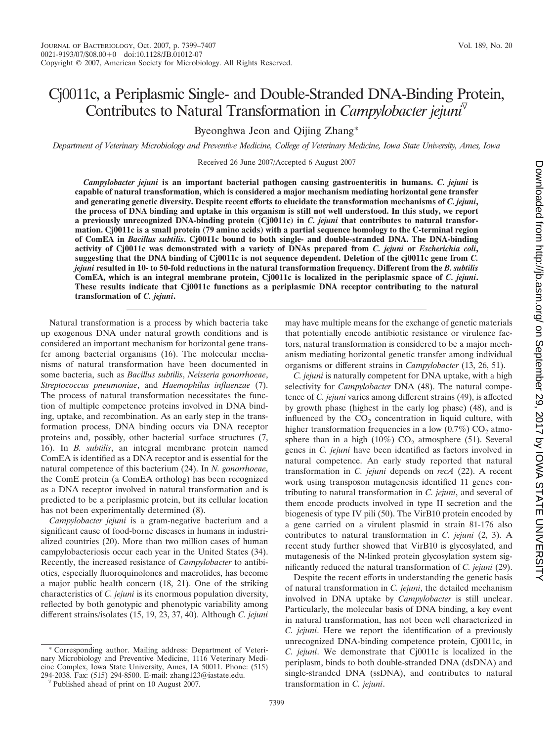# Cj0011c, a Periplasmic Single- and Double-Stranded DNA-Binding Protein, Contributes to Natural Transformation in *Campylobacter jejuni*

Byeonghwa Jeon and Qijing Zhang*

*Department of Veterinary Microbiology and Preventive Medicine, College of Veterinary Medicine, Iowa State University, Ames, Iowa*

Received 26 June 2007/Accepted 6 August 2007

***Campylobacter jejuni* is an important bacterial pathogen causing gastroenteritis in humans. *C. jejuni* is capable of natural transformation, which is considered a major mechanism mediating horizontal gene transfer and generating genetic diversity. Despite recent efforts to elucidate the transformation mechanisms of *C. jejuni*, the process of DNA binding and uptake in this organism is still not well understood. In this study, we report a previously unrecognized DNA-binding protein (Cj0011c) in *C. jejuni* that contributes to natural transformation. Cj0011c is a small protein (79 amino acids) with a partial sequence homology to the C-terminal region of ComEA in *Bacillus subtilis*. Cj0011c bound to both single- and double-stranded DNA. The DNA-binding activity of Cj0011c was demonstrated with a variety of DNAs prepared from *C. jejuni* or *Escherichia coli*, suggesting that the DNA binding of Cj0011c is not sequence dependent. Deletion of the cj0011c gene from *C. jejuni* resulted in 10- to 50-fold reductions in the natural transformation frequency. Different from the *B. subtilis* ComEA, which is an integral membrane protein, Cj0011c is localized in the periplasmic space of *C. jejuni*. These results indicate that Cj0011c functions as a periplasmic DNA receptor contributing to the natural transformation of *C. jejuni*.**

Natural transformation is a process by which bacteria take up exogenous DNA under natural growth conditions and is considered an important mechanism for horizontal gene transfer among bacterial organisms (16). The molecular mechanisms of natural transformation have been documented in some bacteria, such as *Bacillus subtilis*, *Neisseria gonorrhoeae*, *Streptococcus pneumoniae*, and *Haemophilus influenzae* (7). The process of natural transformation necessitates the function of multiple competence proteins involved in DNA binding, uptake, and recombination. As an early step in the transformation process, DNA binding occurs via DNA receptor proteins and, possibly, other bacterial surface structures (7, 16). In *B. subtilis*, an integral membrane protein named ComEA is identified as a DNA receptor and is essential for the natural competence of this bacterium (24). In *N. gonorrhoeae*, the ComE protein (a ComEA ortholog) has been recognized as a DNA receptor involved in natural transformation and is predicted to be a periplasmic protein, but its cellular location has not been experimentally determined (8).

*Campylobacter jejuni* is a gram-negative bacterium and a significant cause of food-borne diseases in humans in industrialized countries (20). More than two million cases of human campylobacteriosis occur each year in the United States (34). Recently, the increased resistance of *Campylobacter* to antibiotics, especially fluoroquinolones and macrolides, has become a major public health concern (18, 21). One of the striking characteristics of *C. jejuni* is its enormous population diversity, reflected by both genotypic and phenotypic variability among different strains/isolates (15, 19, 23, 37, 40). Although *C. jejuni* may have multiple means for the exchange of genetic materials that potentially encode antibiotic resistance or virulence factors, natural transformation is considered to be a major mechanism mediating horizontal genetic transfer among individual organisms or different strains in *Campylobacter* (13, 26, 51).

*C. jejuni* is naturally competent for DNA uptake, with a high selectivity for *Campylobacter* DNA (48). The natural competence of *C. jejuni* varies among different strains (49), is affected by growth phase (highest in the early log phase) (48), and is influenced by the $CO_2$ concentration in liquid culture, with higher transformation frequencies in a low (0.7%) $CO_2$ atmosphere than in a high (10%) $CO_2$ atmosphere (51). Several genes in *C. jejuni* have been identified as factors involved in natural competence. An early study reported that natural transformation in *C. jejuni* depends on *recA* (22). A recent work using transposon mutagenesis identified 11 genes contributing to natural transformation in *C. jejuni*, and several of them encode products involved in type II secretion and the biogenesis of type IV pili (50). The VirB10 protein encoded by a gene carried on a virulent plasmid in strain 81-176 also contributes to natural transformation in *C. jejuni* (2, 3). A recent study further showed that VirB10 is glycosylated, and mutagenesis of the N-linked protein glycosylation system significantly reduced the natural transformation of *C. jejuni* (29).

Despite the recent efforts in understanding the genetic basis of natural transformation in *C. jejuni*, the detailed mechanism involved in DNA uptake by *Campylobacter* is still unclear. Particularly, the molecular basis of DNA binding, a key event in natural transformation, has not been well characterized in *C. jejuni*. Here we report the identification of a previously unrecognized DNA-binding competence protein, Cj0011c, in *C. jejuni*. We demonstrate that Cj0011c is localized in the periplasm, binds to both double-stranded DNA (dsDNA) and single-stranded DNA (ssDNA), and contributes to natural transformation in *C. jejuni*.

---

* Corresponding author. Mailing address: Department of Veterinary Microbiology and Preventive Medicine, 1116 Veterinary Medicine Complex, Iowa State University, Ames, IA 50011. Phone: (515) 294-2038. Fax: (515) 294-8500. E-mail: zhang123@iastate.edu.

▽ Published ahead of print on 10 August 2007.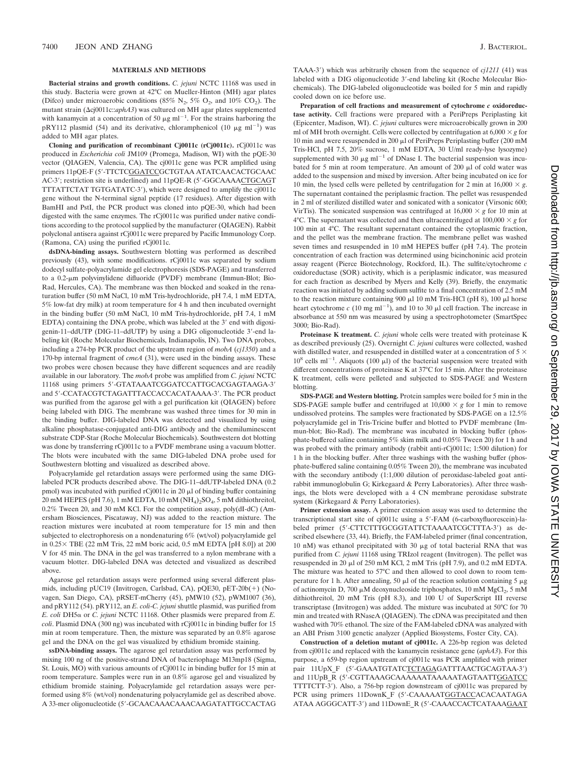## MATERIALS AND METHODS

**Bacterial strains and growth conditions.** *C. jejuni* NCTC 11168 was used in this study. Bacteria were grown at 42°C on Mueller-Hinton (MH) agar plates (Difco) under microaerobic conditions (85% $N_2$, 5% $O_2$, and 10% $CO_2$). The mutant strain (Δcj0011c::*aphA3*) was cultured on MH agar plates supplemented with kanamycin at a concentration of 50 μg $ml^{-1}$. For the strains harboring the pRY112 plasmid (54) and its derivative, chloramphenicol (10 μg $ml^{-1}$) was added to MH agar plates.

**Cloning and purification of recombinant Cj0011c (rCj0011c).** rCj0011c was produced in *Escherichia coli* JM109 (Promega, Madison, WI) with the pQE-30 vector (QIAGEN, Valencia, CA). The cj0011c gene was PCR amplified using primers 11pQE-F (5′-TTCTCGGATCCGCTGTAA ATATCAACACTGCAAC AC-3′; restriction site is underlined) and 11pQE-R (5′-GGCAAAACTGCAGT TTTATTCTAT TGTGATATC-3′), which were designed to amplify the cj0011c gene without the N-terminal signal peptide (17 residues). After digestion with BamHI and PstI, the PCR product was cloned into pQE-30, which had been digested with the same enzymes. The rCj0011c was purified under native conditions according to the protocol supplied by the manufacturer (QIAGEN). Rabbit polyclonal antisera against rCj0011c were prepared by Pacific Immunology Corp. (Ramona, CA) using the purified rCj0011c.

**dsDNA-binding assays.** Southwestern blotting was performed as described previously (43), with some modifications. rCj0011c was separated by sodium dodecyl sulfate-polyacrylamide gel electrophoresis (SDS-PAGE) and transferred to a 0.2-μm polyvinylidene difluoride (PVDF) membrane (Immun-Blot; Bio-Rad, Hercules, CA). The membrane was then blocked and soaked in the renaturation buffer (50 mM NaCl, 10 mM Tris-hydrochloride, pH 7.4, 1 mM EDTA, 5% low-fat dry milk) at room temperature for 4 h and then incubated overnight in the binding buffer (50 mM NaCl, 10 mM Tris-hydrochloride, pH 7.4, 1 mM EDTA) containing the DNA probe, which was labeled at the 3′ end with digoxigenin-11-ddUTP (DIG-11-ddUTP) by using a DIG oligonucleotide 3′-end labeling kit (Roche Molecular Biochemicals, Indianapolis, IN). Two DNA probes, including a 274-bp PCR product of the upstream region of *mobA* (*cj1350*) and a 170-bp internal fragment of *cmeA* (31), were used in the binding assays. These two probes were chosen because they have different sequences and are readily available in our laboratory. The *mobA* probe was amplified from *C. jejuni* NCTC 11168 using primers 5′-GTATAAATCGGATCCATTGCACGAGTAAGA-3′ and 5′-CCATACGTCTAGATTTACCACCACATAAAA-3′. The PCR product was purified from the agarose gel with a gel purification kit (QIAGEN) before being labeled with DIG. The membrane was washed three times for 30 min in the binding buffer. DIG-labeled DNA was detected and visualized by using alkaline phosphatase-conjugated anti-DIG antibody and the chemiluminescent substrate CDP-Star (Roche Molecular Biochemicals). Southwestern dot blotting was done by transferring rCj0011c to a PVDF membrane using a vacuum blotter. The blots were incubated with the same DIG-labeled DNA probe used for Southwestern blotting and visualized as described above.

Polyacrylamide gel retardation assays were performed using the same DIG-labeled PCR products described above. The DIG-11-ddUTP-labeled DNA (0.2 pmol) was incubated with purified rCj0011c in 20 μl of binding buffer containing 20 mM HEPES (pH 7.6), 1 mM EDTA, 10 mM $(NH_4)_2SO_4$, 5 mM dithiothreitol, 0.2% Tween 20, and 30 mM KCl. For the competition assay, poly(dI-dC) (Amersham Biosciences, Piscataway, NJ) was added to the reaction mixture. The reaction mixtures were incubated at room temperature for 15 min and then subjected to electrophoresis on a nondenaturing 6% (wt/vol) polyacrylamide gel in 0.25× TBE (22 mM Tris, 22 mM boric acid, 0.5 mM EDTA [pH 8.0]) at 200 V for 45 min. The DNA in the gel was transferred to a nylon membrane with a vacuum blotter. DIG-labeled DNA was detected and visualized as described above.

Agarose gel retardation assays were performed using several different plasmids, including pUC19 (Invitrogen, Carlsbad, CA), pQE30, pET-20b(+) (Novagen, San Diego, CA), pRSET-mCherry (45), pMW10 (52), pWM1007 (36), and pRY112 (54). pRY112, an *E. coli*-*C. jejuni* shuttle plasmid, was purified from *E. coli* DH5α or *C. jejuni* NCTC 11168. Other plasmids were prepared from *E. coli*. Plasmid DNA (300 ng) was incubated with rCj0011c in binding buffer for 15 min at room temperature. Then, the mixture was separated by an 0.8% agarose gel and the DNA on the gel was visualized by ethidium bromide staining.

**ssDNA-binding assays.** The agarose gel retardation assay was performed by mixing 100 ng of the positive-strand DNA of bacteriophage M13mp18 (Sigma, St. Louis, MO) with various amounts of rCj0011c in binding buffer for 15 min at room temperature. Samples were run in an 0.8% agarose gel and visualized by ethidium bromide staining. Polyacrylamide gel retardation assays were performed using 8% (wt/vol) nondenaturing polyacrylamide gel as described above. A 33-mer oligonucleotide (5′-GCAACAAACAAACAAGATATTGCCACTAG TAAA-3′) which was arbitrarily chosen from the sequence of *cj1211* (41) was labeled with a DIG oligonucleotide 3′-end labeling kit (Roche Molecular Biochemicals). The DIG-labeled oligonucleotide was boiled for 5 min and rapidly cooled down on ice before use.

**Preparation of cell fractions and measurement of cytochrome *c* oxidoreductase activity.** Cell fractions were prepared with a PeriPreps Periplasting kit (Epicenter, Madison, WI). *C. jejuni* cultures were microaerobically grown in 200 ml of MH broth overnight. Cells were collected by centrifugation at 6,000 × *g* for 10 min and were resuspended in 200 μl of PeriPreps Periplasting buffer (200 mM Tris-HCl, pH 7.5, 20% sucrose, 1 mM EDTA, 30 U/ml ready-lyse lysozyme) supplemented with 30 μg $ml^{-1}$ of DNase I. The bacterial suspension was incubated for 5 min at room temperature. An amount of 200 μl of cold water was added to the suspension and mixed by inversion. After being incubated on ice for 10 min, the lysed cells were pelleted by centrifugation for 2 min at 16,000 × *g*. The supernatant contained the periplasmic fraction. The pellet was resuspended in 2 ml of sterilized distilled water and sonicated with a sonicator (Virsonic 600; VirTis). The sonicated suspension was centrifuged at 16,000 × *g* for 10 min at 4°C. The supernatant was collected and then ultracentrifuged at 100,000 × *g* for 100 min at 4°C. The resultant supernatant contained the cytoplasmic fraction, and the pellet was the membrane fraction. The membrane pellet was washed seven times and resuspended in 10 mM HEPES buffer (pH 7.4). The protein concentration of each fraction was determined using bicinchoninic acid protein assay reagent (Pierce Biotechnology, Rockford, IL). The sulfite/cytochrome *c* oxidoreductase (SOR) activity, which is a periplasmic indicator, was measured for each fraction as described by Myers and Kelly (39). Briefly, the enzymatic reaction was initiated by adding sodium sulfite to a final concentration of 2.5 mM to the reaction mixture containing 900 μl 10 mM Tris-HCl (pH 8), 100 μl horse heart cytochrome *c* (10 mg $ml^{-1}$), and 10 to 30 μl cell fraction. The increase in absorbance at 550 nm was measured by using a spectrophotometer (SmartSpec 3000; Bio-Rad).

**Proteinase K treatment.** *C. jejuni* whole cells were treated with proteinase K as described previously (25). Overnight *C. jejuni* cultures were collected, washed with distilled water, and resuspended in distilled water at a concentration of 5 × $10^8$ cells $ml^{-1}$. Aliquots (100 μl) of the bacterial suspension were treated with different concentrations of proteinase K at 37°C for 15 min. After the proteinase K treatment, cells were pelleted and subjected to SDS-PAGE and Western blotting.

**SDS-PAGE and Western blotting.** Protein samples were boiled for 5 min in the SDS-PAGE sample buffer and centrifuged at 10,000 × *g* for 1 min to remove undissolved proteins. The samples were fractionated by SDS-PAGE on a 12.5% polyacrylamide gel in Tris-Tricine buffer and blotted to PVDF membrane (Immun-blot; Bio-Rad). The membrane was incubated in blocking buffer (phosphate-buffered saline containing 5% skim milk and 0.05% Tween 20) for 1 h and was probed with the primary antibody (rabbit anti-rCj0011c; 1:500 dilution) for 1 h in the blocking buffer. After three washings with the washing buffer (phosphate-buffered saline containing 0.05% Tween 20), the membrane was incubated with the secondary antibody (1:1,000 dilution of peroxidase-labeled goat anti-rabbit immunoglobulin G; Kirkegaard & Perry Laboratories). After three washings, the blots were developed with a 4 CN membrane peroxidase substrate system (Kirkegaard & Perry Laboratories).

**Primer extension assay.** A primer extension assay was used to determine the transcriptional start site of cj0011c using a 5′-FAM (6-carboxyfluorescein)-labeled primer (5′-CTTCTTTGCGGTATTCTAAAATCGCTTTA-3′) as described elsewhere (33, 44). Briefly, the FAM-labeled primer (final concentration, 10 nM) was ethanol precipitated with 30 μg of total bacterial RNA that was purified from *C. jejuni* 11168 using TRIzol reagent (Invitrogen). The pellet was resuspended in 20 μl of 250 mM KCl, 2 mM Tris (pH 7.9), and 0.2 mM EDTA. The mixture was heated to 57°C and then allowed to cool down to room temperature for 1 h. After annealing, 50 μl of the reaction solution containing 5 μg of actinomycin D, 700 μM deoxynucleoside triphosphates, 10 mM $MgCl_2$, 5 mM dithiothreitol, 20 mM Tris (pH 8.3), and 100 U of SuperScript III reverse transcriptase (Invitrogen) was added. The mixture was incubated at 50°C for 70 min and treated with RNaseA (QIAGEN). The cDNA was precipitated and then washed with 70% ethanol. The size of the FAM-labeled cDNA was analyzed with an ABI Prism 3100 genetic analyzer (Applied Biosystems, Foster City, CA).

**Construction of a deletion mutant of cj0011c.** A 226-bp region was deleted from cj0011c and replaced with the kanamycin resistance gene (*aphA3*). For this purpose, a 659-bp region upstream of cj0011c was PCR amplified with primer pair 11UpX_F (5′-GAAATGTATCTCTAGAGATTAACTGCAGTAA-3′) and 11UpB_R (5′-CGTTAAAGCAAAAAATAAAAATAGTAATTGGATCC TTTTCTT-3′). Also, a 756-bp region downstream of cj0011c was prepared by PCR using primers 11DownK_F (5′-CAAAAATGGTACCACACAATAGA ATAA AGGGCATT-3′) and 11DownE_R (5′-CAAACCACTCATAAAGAAT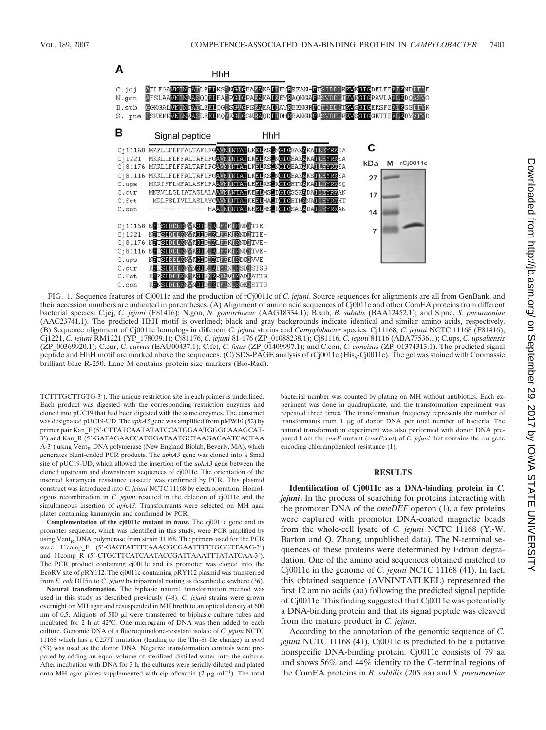FIG. 1. Sequence features of Cj0011c and the production of rCj0011c of *C. jejuni*. Source sequences for alignments are all from GenBank, and their accession numbers are indicated in parentheses. (A) Alignment of amino acid sequences of Cj0011c and other ComEA proteins from different bacterial species: C.jej, *C. jejuni* (F81416); N.gon, *N. gonorrhoeae* (AAG18334.1); B.sub, *B. subtilis* (BAA12452.1); and S.pne, *S. pneumoniae* (AAC23741.1). The predicted HhH motif is overlined; black and gray backgrounds indicate identical and similar amino acids, respectively. (B) Sequence alignment of Cj0011c homologs in different *C. jejuni* strains and *Campylobacter* species: Cj11168, *C. jejuni* NCTC 11168 (F81416); Cj1221, *C. jejuni* RM1221 (YP_178039.1); Cj81176, *C. jejuni* 81-176 (ZP_01088238.1); Cj81116, *C. jejuni* 81116 (ABA77536.1); C.ups, *C. upsaliensis* (ZP_00369920.1); C.cur, *C. curvus* (EAU00437.1); C.fet, *C. fetus* (ZP_01409997.1); and C.con, *C. concisus* (ZP_01374313.1). The predicted signal peptide and HhH motif are marked above the sequences. (C) SDS-PAGE analysis of rCj0011c (His$_6$-Cj0011c). The gel was stained with Coomassie brilliant blue R-250. Lane M contains protein size markers (Bio-Rad).

TCTTTGCTTGTG-3′). The unique restriction site in each primer is underlined. Each product was digested with the corresponding restriction enzymes and cloned into pUC19 that had been digested with the same enzymes. The construct was designated pUC19-UD. The *aphA3* gene was amplified from pMW10 (52) by primer pair Kan_F (5′-CTTATCAATATATCCATGGAATGGGCAAAGCAT-3′) and Kan_R (5′-GATAGAACCATGGATAATGCTAAGACAATCACTAAA-3′) using Vent$_R$ DNA polymerase (New England Biolab, Beverly, MA), which generates blunt-ended PCR products. The *aphA3* gene was cloned into a SmaI site of pUC19-UD, which allowed the insertion of the *aphA3* gene between the cloned upstream and downstream sequences of cj0011c. The orientation of the inserted kanamycin resistance cassette was confirmed by PCR. This plasmid construct was introduced into *C. jejuni* NCTC 11168 by electroporation. Homologous recombination in *C. jejuni* resulted in the deletion of cj0011c and the simultaneous insertion of *aphA3*. Transformants were selected on MH agar plates containing kanamycin and confirmed by PCR.

**Complementation of the cj0011c mutant in *trans*.** The cj0011c gene and its promoter sequence, which was identified in this study, were PCR amplified by using Vent$_R$ DNA polymerase from strain 11168. The primers used for the PCR were 11comp_F (5′-GAGTATTTTAAACGCGAATTTTTGGGTTAAG-3′) and 11comp_R (5′-CTGCTTCATCAATACCGATTAAATTTATATCAA-3′). The PCR product containing cj0011c and its promoter was cloned into the EcoRV site of pRY112. The cj0011c-containing pRY112 plasmid was transferred from *E. coli* DH5α to *C. jejuni* by triparental mating as described elsewhere (36).

**Natural transformation.** The biphasic natural transformation method was used in this study as described previously (48). *C. jejuni* strains were grown overnight on MH agar and resuspended in MH broth to an optical density at 600 nm of 0.5. Aliquots of 500 μl were transferred to biphasic culture tubes and incubated for 2 h at 42°C. One microgram of DNA was then added to each culture. Genomic DNA of a fluoroquinolone-resistant isolate of *C. jejuni* NCTC 11168 which has a C257T mutation (leading to the Thr-86-Ile change) in *gyrA* (53) was used as the donor DNA. Negative transformation controls were prepared by adding an equal volume of sterilized distilled water into the culture. After incubation with DNA for 3 h, the cultures were serially diluted and plated onto MH agar plates supplemented with ciprofloxacin (2 μg ml$^{-1}$). The total bacterial number was counted by plating on MH without antibiotics. Each experiment was done in quadruplicate, and the transformation experiment was repeated three times. The transformation frequency represents the number of transformants from 1 μg of donor DNA per total number of bacteria. The natural transformation experiment was also performed with donor DNA prepared from the *cmeF* mutant (*cmeF*::*cat*) of *C. jejuni* that contains the *cat* gene encoding chloramphenicol resistance (1).

## RESULTS

**Identification of Cj0011c as a DNA-binding protein in *C. jejuni*.** In the process of searching for proteins interacting with the promoter DNA of the *cmeDEF* operon (1), a few proteins were captured with promoter DNA-coated magnetic beads from the whole-cell lysate of *C. jejuni* NCTC 11168 (Y.-W. Barton and Q. Zhang, unpublished data). The N-terminal sequences of these proteins were determined by Edman degradation. One of the amino acid sequences obtained matched to Cj0011c in the genome of *C. jejuni* NCTC 11168 (41). In fact, this obtained sequence (AVNINTATLKEL) represented the first 12 amino acids (aa) following the predicted signal peptide of Cj0011c. This finding suggested that Cj0011c was potentially a DNA-binding protein and that its signal peptide was cleaved from the mature product in *C. jejuni*.

According to the annotation of the genomic sequence of *C. jejuni* NCTC 11168 (41), Cj0011c is predicted to be a putative nonspecific DNA-binding protein. Cj0011c consists of 79 aa and shows 56% and 44% identity to the C-terminal regions of the ComEA proteins in *B. subtilis* (205 aa) and *S. pneumoniae*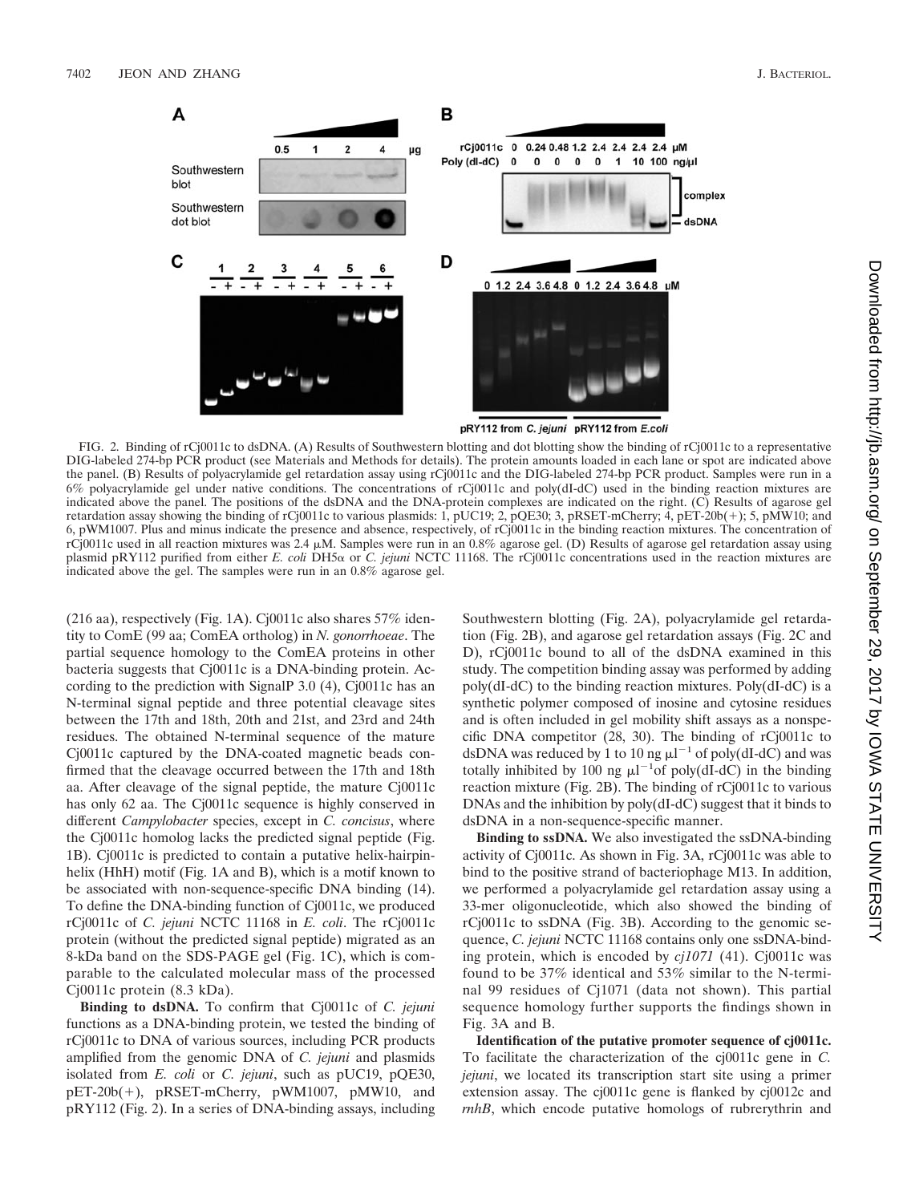FIG. 2. Binding of rCj0011c to dsDNA. (A) Results of Southwestern blotting and dot blotting show the binding of rCj0011c to a representative DIG-labeled 274-bp PCR product (see Materials and Methods for details). The protein amounts loaded in each lane or spot are indicated above the panel. (B) Results of polyacrylamide gel retardation assay using rCj0011c and the DIG-labeled 274-bp PCR product. Samples were run in a 6% polyacrylamide gel under native conditions. The concentrations of rCj0011c and poly(dI-dC) used in the binding reaction mixtures are indicated above the panel. The positions of the dsDNA and the DNA-protein complexes are indicated on the right. (C) Results of agarose gel retardation assay showing the binding of rCj0011c to various plasmids: 1, pUC19; 2, pQE30; 3, pRSET-mCherry; 4, pET-20b(+); 5, pMW10; and 6, pWM1007. Plus and minus indicate the presence and absence, respectively, of rCj0011c in the binding reaction mixtures. The concentration of rCj0011c used in all reaction mixtures was 2.4 μM. Samples were run in an 0.8% agarose gel. (D) Results of agarose gel retardation assay using plasmid pRY112 purified from either *E. coli* DH5α or *C. jejuni* NCTC 11168. The rCj0011c concentrations used in the reaction mixtures are indicated above the gel. The samples were run in an 0.8% agarose gel.

(216 aa), respectively (Fig. 1A). Cj0011c also shares 57% identity to ComE (99 aa; ComEA ortholog) in *N. gonorrhoeae*. The partial sequence homology to the ComEA proteins in other bacteria suggests that Cj0011c is a DNA-binding protein. According to the prediction with SignalP 3.0 (4), Cj0011c has an N-terminal signal peptide and three potential cleavage sites between the 17th and 18th, 20th and 21st, and 23rd and 24th residues. The obtained N-terminal sequence of the mature Cj0011c captured by the DNA-coated magnetic beads confirmed that the cleavage occurred between the 17th and 18th aa. After cleavage of the signal peptide, the mature Cj0011c has only 62 aa. The Cj0011c sequence is highly conserved in different *Campylobacter* species, except in *C. concisus*, where the Cj0011c homolog lacks the predicted signal peptide (Fig. 1B). Cj0011c is predicted to contain a putative helix-hairpin-helix (HhH) motif (Fig. 1A and B), which is a motif known to be associated with non-sequence-specific DNA binding (14). To define the DNA-binding function of Cj0011c, we produced rCj0011c of *C. jejuni* NCTC 11168 in *E. coli*. The rCj0011c protein (without the predicted signal peptide) migrated as an 8-kDa band on the SDS-PAGE gel (Fig. 1C), which is comparable to the calculated molecular mass of the processed Cj0011c protein (8.3 kDa).

**Binding to dsDNA.** To confirm that Cj0011c of *C. jejuni* functions as a DNA-binding protein, we tested the binding of rCj0011c to DNA of various sources, including PCR products amplified from the genomic DNA of *C. jejuni* and plasmids isolated from *E. coli* or *C. jejuni*, such as pUC19, pQE30, pET-20b(+), pRSET-mCherry, pWM1007, pMW10, and pRY112 (Fig. 2). In a series of DNA-binding assays, including Southwestern blotting (Fig. 2A), polyacrylamide gel retardation (Fig. 2B), and agarose gel retardation assays (Fig. 2C and D), rCj0011c bound to all of the dsDNA examined in this study. The competition binding assay was performed by adding poly(dI-dC) to the binding reaction mixtures. Poly(dI-dC) is a synthetic polymer composed of inosine and cytosine residues and is often included in gel mobility shift assays as a nonspecific DNA competitor (28, 30). The binding of rCj0011c to dsDNA was reduced by 1 to 10 ng $\mu l^{-1}$ of poly(dI-dC) and was totally inhibited by 100 ng $\mu l^{-1}$ of poly(dI-dC) in the binding reaction mixture (Fig. 2B). The binding of rCj0011c to various DNAs and the inhibition by poly(dI-dC) suggest that it binds to dsDNA in a non-sequence-specific manner.

**Binding to ssDNA.** We also investigated the ssDNA-binding activity of Cj0011c. As shown in Fig. 3A, rCj0011c was able to bind to the positive strand of bacteriophage M13. In addition, we performed a polyacrylamide gel retardation assay using a 33-mer oligonucleotide, which also showed the binding of rCj0011c to ssDNA (Fig. 3B). According to the genomic sequence, *C. jejuni* NCTC 11168 contains only one ssDNA-binding protein, which is encoded by *cj1071* (41). Cj0011c was found to be 37% identical and 53% similar to the N-terminal 99 residues of Cj1071 (data not shown). This partial sequence homology further supports the findings shown in Fig. 3A and B.

**Identification of the putative promoter sequence of cj0011c.** To facilitate the characterization of the cj0011c gene in *C. jejuni*, we located its transcription start site using a primer extension assay. The cj0011c gene is flanked by cj0012c and *rnhB*, which encode putative homologs of rubrerythrin and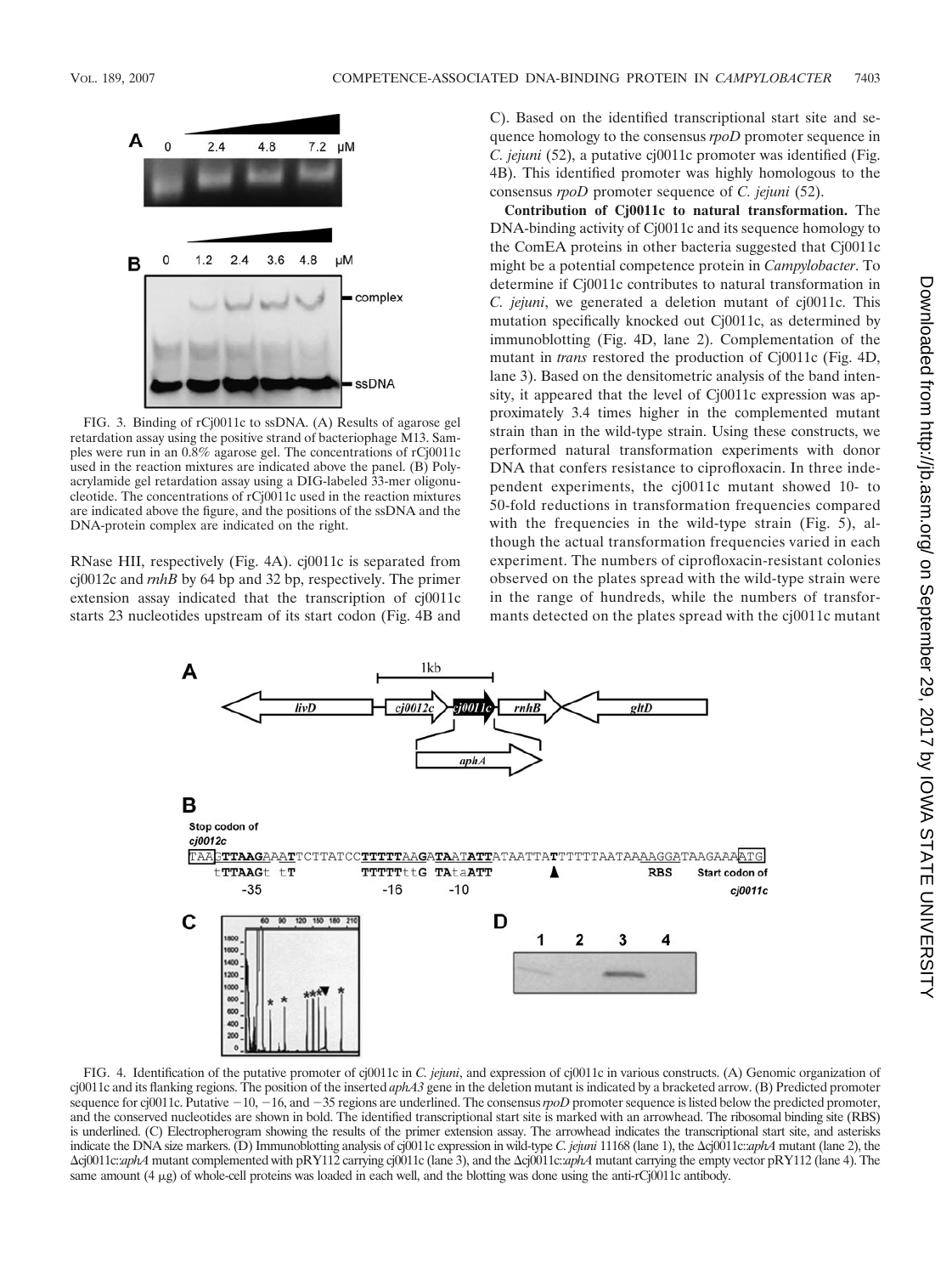FIG. 3. Binding of rCj0011c to ssDNA. (A) Results of agarose gel retardation assay using the positive strand of bacteriophage M13. Samples were run in an 0.8% agarose gel. The concentrations of rCj0011c used in the reaction mixtures are indicated above the panel. (B) Polyacrylamide gel retardation assay using a DIG-labeled 33-mer oligonucleotide. The concentrations of rCj0011c used in the reaction mixtures are indicated above the figure, and the positions of the ssDNA and the DNA-protein complex are indicated on the right.

RNase HII, respectively (Fig. 4A). cj0011c is separated from cj0012c and *rnhB* by 64 bp and 32 bp, respectively. The primer extension assay indicated that the transcription of cj0011c starts 23 nucleotides upstream of its start codon (Fig. 4B and C). Based on the identified transcriptional start site and sequence homology to the consensus *rpoD* promoter sequence in *C. jejuni* (52), a putative cj0011c promoter was identified (Fig. 4B). This identified promoter was highly homologous to the consensus *rpoD* promoter sequence of *C. jejuni* (52).

**Contribution of Cj0011c to natural transformation.** The DNA-binding activity of Cj0011c and its sequence homology to the ComEA proteins in other bacteria suggested that Cj0011c might be a potential competence protein in *Campylobacter*. To determine if Cj0011c contributes to natural transformation in *C. jejuni*, we generated a deletion mutant of cj0011c. This mutation specifically knocked out Cj0011c, as determined by immunoblotting (Fig. 4D, lane 2). Complementation of the mutant in *trans* restored the production of Cj0011c (Fig. 4D, lane 3). Based on the densitometric analysis of the band intensity, it appeared that the level of Cj0011c expression was approximately 3.4 times higher in the complemented mutant strain than in the wild-type strain. Using these constructs, we performed natural transformation experiments with donor DNA that confers resistance to ciprofloxacin. In three independent experiments, the cj0011c mutant showed 10- to 50-fold reductions in transformation frequencies compared with the frequencies in the wild-type strain (Fig. 5), although the actual transformation frequencies varied in each experiment. The numbers of ciprofloxacin-resistant colonies observed on the plates spread with the wild-type strain were in the range of hundreds, while the numbers of transformants detected on the plates spread with the cj0011c mutant

FIG. 4. Identification of the putative promoter of cj0011c in *C. jejuni*, and expression of cj0011c in various constructs. (A) Genomic organization of cj0011c and its flanking regions. The position of the inserted *aphA3* gene in the deletion mutant is indicated by a bracketed arrow. (B) Predicted promoter sequence for cj0011c. Putative −10, −16, and −35 regions are underlined. The consensus *rpoD* promoter sequence is listed below the predicted promoter, and the conserved nucleotides are shown in bold. The identified transcriptional start site is marked with an arrowhead. The ribosomal binding site (RBS) is underlined. (C) Electropherogram showing the results of the primer extension assay. The arrowhead indicates the transcriptional start site, and asterisks indicate the DNA size markers. (D) Immunoblotting analysis of cj0011c expression in wild-type *C. jejuni* 11168 (lane 1), the Δcj0011c::*aphA* mutant (lane 2), the Δcj0011c::*aphA* mutant complemented with pRY112 carrying cj0011c (lane 3), and the Δcj0011c::*aphA* mutant carrying the empty vector pRY112 (lane 4). The same amount (4 μg) of whole-cell proteins was loaded in each well, and the blotting was done using the anti-rCj0011c antibody.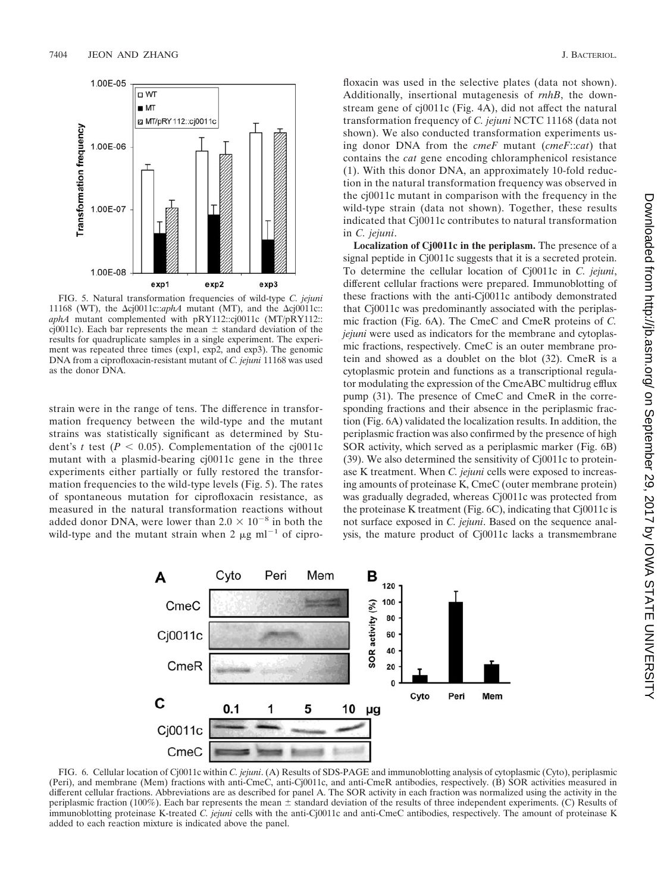FIG. 5. Natural transformation frequencies of wild-type *C. jejuni* 11168 (WT), the Δcj0011c::*aphA* mutant (MT), and the Δcj0011c::*aphA* mutant complemented with pRY112::cj0011c (MT/pRY112::cj0011c). Each bar represents the mean ± standard deviation of the results for quadruplicate samples in a single experiment. The experiment was repeated three times (exp1, exp2, and exp3). The genomic DNA from a ciprofloxacin-resistant mutant of *C. jejuni* 11168 was used as the donor DNA.

strain were in the range of tens. The difference in transformation frequency between the wild-type and the mutant strains was statistically significant as determined by Student's *t* test ($P < 0.05$). Complementation of the cj0011c mutant with a plasmid-bearing cj0011c gene in the three experiments either partially or fully restored the transformation frequencies to the wild-type levels (Fig. 5). The rates of spontaneous mutation for ciprofloxacin resistance, as measured in the natural transformation reactions without added donor DNA, were lower than $2.0 \times 10^{-8}$ in both the wild-type and the mutant strain when 2 $\mu$g ml$^{-1}$ of ciprofloxacin was used in the selective plates (data not shown). Additionally, insertional mutagenesis of *rnhB*, the downstream gene of cj0011c (Fig. 4A), did not affect the natural transformation frequency of *C. jejuni* NCTC 11168 (data not shown). We also conducted transformation experiments using donor DNA from the *cmeF* mutant (*cmeF*::*cat*) that contains the *cat* gene encoding chloramphenicol resistance (1). With this donor DNA, an approximately 10-fold reduction in the natural transformation frequency was observed in the cj0011c mutant in comparison with the frequency in the wild-type strain (data not shown). Together, these results indicated that Cj0011c contributes to natural transformation in *C. jejuni*.

**Localization of Cj0011c in the periplasm.** The presence of a signal peptide in Cj0011c suggests that it is a secreted protein. To determine the cellular location of Cj0011c in *C. jejuni*, different cellular fractions were prepared. Immunoblotting of these fractions with the anti-Cj0011c antibody demonstrated that Cj0011c was predominantly associated with the periplasmic fraction (Fig. 6A). The CmeC and CmeR proteins of *C. jejuni* were used as indicators for the membrane and cytoplasmic fractions, respectively. CmeC is an outer membrane protein and showed as a doublet on the blot (32). CmeR is a cytoplasmic protein and functions as a transcriptional regulator modulating the expression of the CmeABC multidrug efflux pump (31). The presence of CmeC and CmeR in the corresponding fractions and their absence in the periplasmic fraction (Fig. 6A) validated the localization results. In addition, the periplasmic fraction was also confirmed by the presence of high SOR activity, which served as a periplasmic marker (Fig. 6B) (39). We also determined the sensitivity of Cj0011c to proteinase K treatment. When *C. jejuni* cells were exposed to increasing amounts of proteinase K, CmeC (outer membrane protein) was gradually degraded, whereas Cj0011c was protected from the proteinase K treatment (Fig. 6C), indicating that Cj0011c is not surface exposed in *C. jejuni*. Based on the sequence analysis, the mature product of Cj0011c lacks a transmembrane

FIG. 6. Cellular location of Cj0011c within *C. jejuni*. (A) Results of SDS-PAGE and immunoblotting analysis of cytoplasmic (Cyto), periplasmic (Peri), and membrane (Mem) fractions with anti-CmeC, anti-Cj0011c, and anti-CmeR antibodies, respectively. (B) SOR activities measured in different cellular fractions. Abbreviations are as described for panel A. The SOR activity in each fraction was normalized using the activity in the periplasmic fraction (100%). Each bar represents the mean ± standard deviation of the results of three independent experiments. (C) Results of immunoblotting proteinase K-treated *C. jejuni* cells with the anti-Cj0011c and anti-CmeC antibodies, respectively. The amount of proteinase K added to each reaction mixture is indicated above the panel.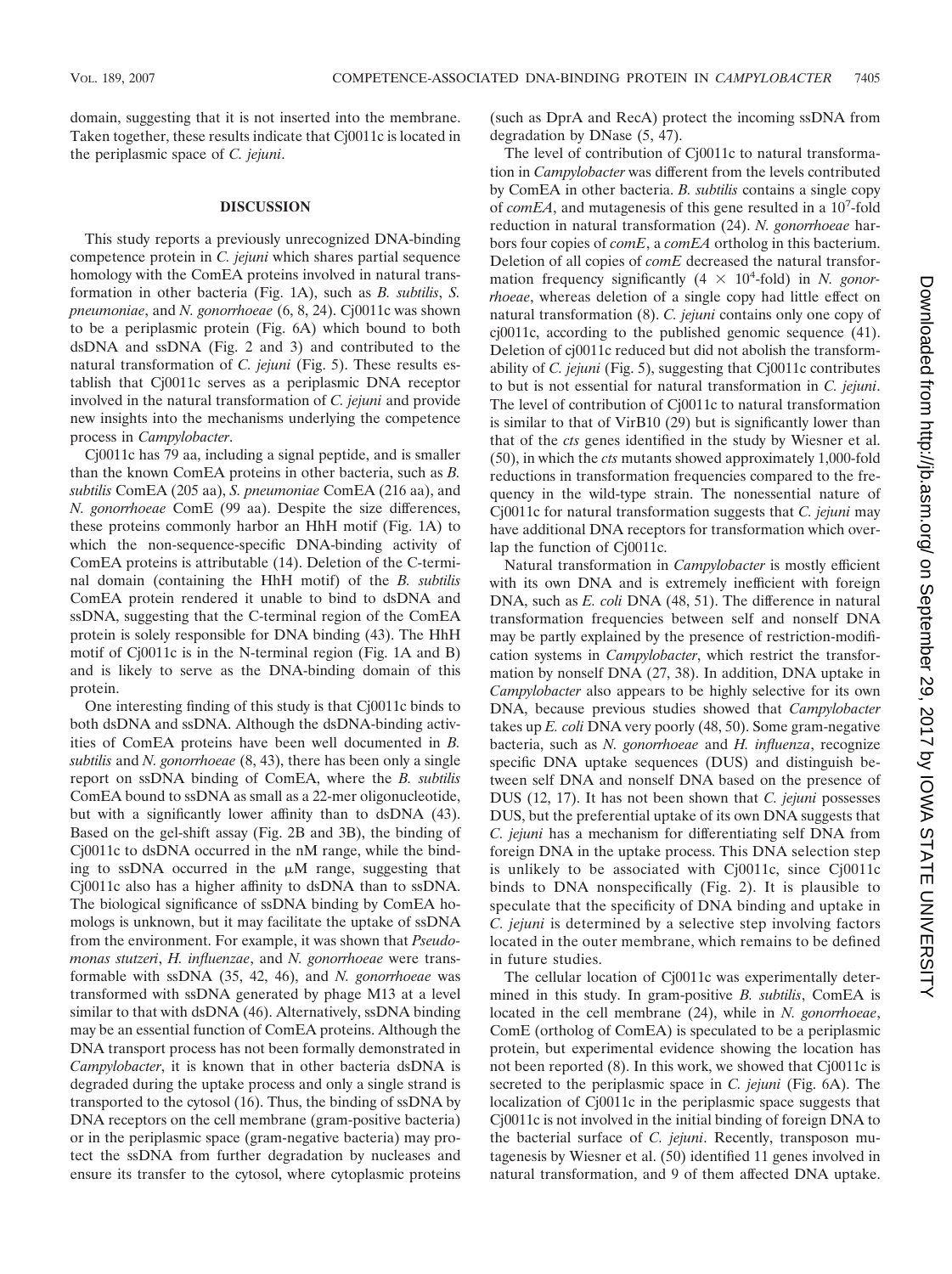domain, suggesting that it is not inserted into the membrane. Taken together, these results indicate that Cj0011c is located in the periplasmic space of *C. jejuni*.

## DISCUSSION

This study reports a previously unrecognized DNA-binding competence protein in *C. jejuni* which shares partial sequence homology with the ComEA proteins involved in natural transformation in other bacteria (Fig. 1A), such as *B. subtilis*, *S. pneumoniae*, and *N. gonorrhoeae* (6, 8, 24). Cj0011c was shown to be a periplasmic protein (Fig. 6A) which bound to both dsDNA and ssDNA (Fig. 2 and 3) and contributed to the natural transformation of *C. jejuni* (Fig. 5). These results establish that Cj0011c serves as a periplasmic DNA receptor involved in the natural transformation of *C. jejuni* and provide new insights into the mechanisms underlying the competence process in *Campylobacter*.

Cj0011c has 79 aa, including a signal peptide, and is smaller than the known ComEA proteins in other bacteria, such as *B. subtilis* ComEA (205 aa), *S. pneumoniae* ComEA (216 aa), and *N. gonorrhoeae* ComE (99 aa). Despite the size differences, these proteins commonly harbor an HhH motif (Fig. 1A) to which the non-sequence-specific DNA-binding activity of ComEA proteins is attributable (14). Deletion of the C-terminal domain (containing the HhH motif) of the *B. subtilis* ComEA protein rendered it unable to bind to dsDNA and ssDNA, suggesting that the C-terminal region of the ComEA protein is solely responsible for DNA binding (43). The HhH motif of Cj0011c is in the N-terminal region (Fig. 1A and B) and is likely to serve as the DNA-binding domain of this protein.

One interesting finding of this study is that Cj0011c binds to both dsDNA and ssDNA. Although the dsDNA-binding activities of ComEA proteins have been well documented in *B. subtilis* and *N. gonorrhoeae* (8, 43), there has been only a single report on ssDNA binding of ComEA, where the *B. subtilis* ComEA bound to ssDNA as small as a 22-mer oligonucleotide, but with a significantly lower affinity than to dsDNA (43). Based on the gel-shift assay (Fig. 2B and 3B), the binding of Cj0011c to dsDNA occurred in the nM range, while the binding to ssDNA occurred in the μM range, suggesting that Cj0011c also has a higher affinity to dsDNA than to ssDNA. The biological significance of ssDNA binding by ComEA homologs is unknown, but it may facilitate the uptake of ssDNA from the environment. For example, it was shown that *Pseudomonas stutzeri*, *H. influenzae*, and *N. gonorrhoeae* were transformable with ssDNA (35, 42, 46), and *N. gonorrhoeae* was transformed with ssDNA generated by phage M13 at a level similar to that with dsDNA (46). Alternatively, ssDNA binding may be an essential function of ComEA proteins. Although the DNA transport process has not been formally demonstrated in *Campylobacter*, it is known that in other bacteria dsDNA is degraded during the uptake process and only a single strand is transported to the cytosol (16). Thus, the binding of ssDNA by DNA receptors on the cell membrane (gram-positive bacteria) or in the periplasmic space (gram-negative bacteria) may protect the ssDNA from further degradation by nucleases and ensure its transfer to the cytosol, where cytoplasmic proteins (such as DprA and RecA) protect the incoming ssDNA from degradation by DNase (5, 47).

The level of contribution of Cj0011c to natural transformation in *Campylobacter* was different from the levels contributed by ComEA in other bacteria. *B. subtilis* contains a single copy of *comEA*, and mutagenesis of this gene resulted in a $10^7$-fold reduction in natural transformation (24). *N. gonorrhoeae* harbors four copies of *comE*, a *comEA* ortholog in this bacterium. Deletion of all copies of *comE* decreased the natural transformation frequency significantly ($4 \times 10^4$-fold) in *N. gonorrhoeae*, whereas deletion of a single copy had little effect on natural transformation (8). *C. jejuni* contains only one copy of cj0011c, according to the published genomic sequence (41). Deletion of cj0011c reduced but did not abolish the transformability of *C. jejuni* (Fig. 5), suggesting that Cj0011c contributes to but is not essential for natural transformation in *C. jejuni*. The level of contribution of Cj0011c to natural transformation is similar to that of VirB10 (29) but is significantly lower than that of the *cts* genes identified in the study by Wiesner et al. (50), in which the *cts* mutants showed approximately 1,000-fold reductions in transformation frequencies compared to the frequency in the wild-type strain. The nonessential nature of Cj0011c for natural transformation suggests that *C. jejuni* may have additional DNA receptors for transformation which overlap the function of Cj0011c.

Natural transformation in *Campylobacter* is mostly efficient with its own DNA and is extremely inefficient with foreign DNA, such as *E. coli* DNA (48, 51). The difference in natural transformation frequencies between self and nonself DNA may be partly explained by the presence of restriction-modification systems in *Campylobacter*, which restrict the transformation by nonself DNA (27, 38). In addition, DNA uptake in *Campylobacter* also appears to be highly selective for its own DNA, because previous studies showed that *Campylobacter* takes up *E. coli* DNA very poorly (48, 50). Some gram-negative bacteria, such as *N. gonorrhoeae* and *H. influenza*, recognize specific DNA uptake sequences (DUS) and distinguish between self DNA and nonself DNA based on the presence of DUS (12, 17). It has not been shown that *C. jejuni* possesses DUS, but the preferential uptake of its own DNA suggests that *C. jejuni* has a mechanism for differentiating self DNA from foreign DNA in the uptake process. This DNA selection step is unlikely to be associated with Cj0011c, since Cj0011c binds to DNA nonspecifically (Fig. 2). It is plausible to speculate that the specificity of DNA binding and uptake in *C. jejuni* is determined by a selective step involving factors located in the outer membrane, which remains to be defined in future studies.

The cellular location of Cj0011c was experimentally determined in this study. In gram-positive *B. subtilis*, ComEA is located in the cell membrane (24), while in *N. gonorrhoeae*, ComE (ortholog of ComEA) is speculated to be a periplasmic protein, but experimental evidence showing the location has not been reported (8). In this work, we showed that Cj0011c is secreted to the periplasmic space in *C. jejuni* (Fig. 6A). The localization of Cj0011c in the periplasmic space suggests that Cj0011c is not involved in the initial binding of foreign DNA to the bacterial surface of *C. jejuni*. Recently, transposon mutagenesis by Wiesner et al. (50) identified 11 genes involved in natural transformation, and 9 of them affected DNA uptake.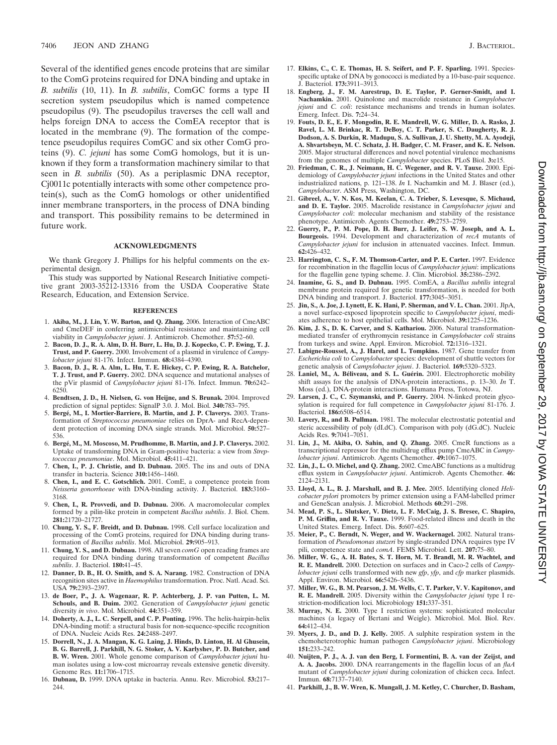Several of the identified genes encode proteins that are similar to the ComG proteins required for DNA binding and uptake in *B. subtilis* (10, 11). In *B. subtilis*, ComGC forms a type II secretion system pseudopilus which is named competence pseudopilus (9). The pseudopilus traverses the cell wall and helps foreign DNA to access the ComEA receptor that is located in the membrane (9). The formation of the competence pseudopilus requires ComGC and six other ComG proteins (9). *C. jejuni* has some ComG homologs, but it is unknown if they form a transformation machinery similar to that seen in *B. subtilis* (50). As a periplasmic DNA receptor, Cj0011c potentially interacts with some other competence protein(s), such as the ComG homologs or other unidentified inner membrane transporters, in the process of DNA binding and transport. This possibility remains to be determined in future work.

## ACKNOWLEDGMENTS

We thank Gregory J. Phillips for his helpful comments on the experimental design.

This study was supported by National Research Initiative competitive grant 2003-35212-13316 from the USDA Cooperative State Research, Education, and Extension Service.

## REFERENCES

1. **Akiba, M., J. Lin, Y. W. Barton, and Q. Zhang.** 2006. Interaction of CmeABC and CmeDEF in conferring antimicrobial resistance and maintaining cell viability in *Campylobacter jejuni*. J. Antimicrob. Chemother. **57:**52–60.
2. **Bacon, D. J., R. A. Alm, D. H. Burr, L. Hu, D. J. Kopecko, C. P. Ewing, T. J. Trust, and P. Guerry.** 2000. Involvement of a plasmid in virulence of *Campylobacter jejuni* 81-176. Infect. Immun. **68:**4384–4390.
3. **Bacon, D. J., R. A. Alm, L. Hu, T. E. Hickey, C. P. Ewing, R. A. Batchelor, T. J. Trust, and P. Guerry.** 2002. DNA sequence and mutational analyses of the pVir plasmid of *Campylobacter jejuni* 81-176. Infect. Immun. **70:**6242–6250.
4. **Bendtsen, J. D., H. Nielsen, G. von Heijne, and S. Brunak.** 2004. Improved prediction of signal peptides: SignalP 3.0. J. Mol. Biol. **340:**783–795.
5. **Bergé, M., I. Mortier-Barriere, B. Martin, and J. P. Claverys.** 2003. Transformation of *Streptococcus pneumoniae* relies on DprA- and RecA-dependent protection of incoming DNA single strands. Mol. Microbiol. **50:**527–536.
6. **Bergé, M., M. Moscoso, M. Prudhomme, B. Martin, and J. P. Claverys.** 2002. Uptake of transforming DNA in Gram-positive bacteria: a view from *Streptococcus pneumoniae*. Mol. Microbiol. **45:**411–421.
7. **Chen, I., P. J. Christie, and D. Dubnau.** 2005. The ins and outs of DNA transfer in bacteria. Science **310:**1456–1460.
8. **Chen, I., and E. C. Gotschlich.** 2001. ComE, a competence protein from *Neisseria gonorrhoeae* with DNA-binding activity. J. Bacteriol. **183:**3160–3168.
9. **Chen, I., R. Provvedi, and D. Dubnau.** 2006. A macromolecular complex formed by a pilin-like protein in competent *Bacillus subtilis*. J. Biol. Chem. **281:**21720–21727.
10. **Chung, Y. S., F. Breidt, and D. Dubnau.** 1998. Cell surface localization and processing of the ComG proteins, required for DNA binding during transformation of *Bacillus subtilis*. Mol. Microbiol. **29:**905–913.
11. **Chung, Y. S., and D. Dubnau.** 1998. All seven *comG* open reading frames are required for DNA binding during transformation of competent *Bacillus subtilis*. J. Bacteriol. **180:**41–45.
12. **Danner, D. B., H. O. Smith, and S. A. Narang.** 1982. Construction of DNA recognition sites active in *Haemophilus* transformation. Proc. Natl. Acad. Sci. USA **79:**2393–2397.
13. **de Boer, P., J. A. Wagenaar, R. P. Achterberg, J. P. van Putten, L. M. Schouls, and B. Duim.** 2002. Generation of *Campylobacter jejuni* genetic diversity *in vivo*. Mol. Microbiol. **44:**351–359.
14. **Doherty, A. J., L. C. Serpell, and C. P. Ponting.** 1996. The helix-hairpin-helix DNA-binding motif: a structural basis for non-sequence-specific recognition of DNA. Nucleic Acids Res. **24:**2488–2497.
15. **Dorrell, N., J. A. Mangan, K. G. Laing, J. Hinds, D. Linton, H. Al Ghusein, B. G. Barrell, J. Parkhill, N. G. Stoker, A. V. Karlyshev, P. D. Butcher, and B. W. Wren.** 2001. Whole genome comparison of *Campylobacter jejuni* human isolates using a low-cost microarray reveals extensive genetic diversity. Genome Res. **11:**1706–1715.
16. **Dubnau, D.** 1999. DNA uptake in bacteria. Annu. Rev. Microbiol. **53:**217–244.
17. **Elkins, C., C. E. Thomas, H. S. Seifert, and P. F. Sparling.** 1991. Species-specific uptake of DNA by gonococci is mediated by a 10-base-pair sequence. J. Bacteriol. **173:**3911–3913.
18. **Engberg, J., F. M. Aarestrup, D. E. Taylor, P. Gerner-Smidt, and I. Nachamkin.** 2001. Quinolone and macrolide resistance in *Campylobacter jejuni* and *C. coli*: resistance mechanisms and trends in human isolates. Emerg. Infect. Dis. **7:**24–34.
19. **Fouts, D. E., E. F. Mongodin, R. E. Mandrell, W. G. Miller, D. A. Rasko, J. Ravel, L. M. Brinkac, R. T. DeBoy, C. T. Parker, S. C. Daugherty, R. J. Dodson, A. S. Durkin, R. Madupu, S. A. Sullivan, J. U. Shetty, M. A. Ayodeji, A. Shvartsbeyn, M. C. Schatz, J. H. Badger, C. M. Fraser, and K. E. Nelson.** 2005. Major structural differences and novel potential virulence mechanisms from the genomes of multiple *Campylobacter* species. PLoS Biol. **3:**e15.
20. **Friedman, C. R., J. Neimann, H. C. Wegener, and R. V. Tauxe.** 2000. Epidemiology of *Campylobacter jejuni* infections in the United States and other industrialized nations, p. 121–138. *In* I. Nachamkin and M. J. Blaser (ed.), *Campylobacter*. ASM Press, Washington, DC.
21. **Gibreel, A., V. N. Kos, M. Keelan, C. A. Trieber, S. Levesque, S. Michaud, and D. E. Taylor.** 2005. Macrolide resistance in *Campylobacter jejuni* and *Campylobacter coli*: molecular mechanism and stability of the resistance phenotype. Antimicrob. Agents Chemother. **49:**2753–2759.
22. **Guerry, P., P. M. Pope, D. H. Burr, J. Leifer, S. W. Joseph, and A. L. Bourgeois.** 1994. Development and characterization of *recA* mutants of *Campylobacter jejuni* for inclusion in attenuated vaccines. Infect. Immun. **62:**426–432.
23. **Harrington, C. S., F. M. Thomson-Carter, and P. E. Carter.** 1997. Evidence for recombination in the flagellin locus of *Campylobacter jejuni*: implications for the flagellin gene typing scheme. J. Clin. Microbiol. **35:**2386–2392.
24. **Inamine, G. S., and D. Dubnau.** 1995. ComEA, a *Bacillus subtilis* integral membrane protein required for genetic transformation, is needed for both DNA binding and transport. J. Bacteriol. **177:**3045–3051.
25. **Jin, S., A. Joe, J. Lynett, E. K. Hani, P. Sherman, and V. L. Chan.** 2001. JlpA, a novel surface-exposed lipoprotein specific to *Campylobacter jejuni*, mediates adherence to host epithelial cells. Mol. Microbiol. **39:**1225–1236.
26. **Kim, J. S., D. K. Carver, and S. Kathariou.** 2006. Natural transformation-mediated transfer of erythromycin resistance in *Campylobacter coli* strains from turkeys and swine. Appl. Environ. Microbiol. **72:**1316–1321.
27. **Labigne-Roussel, A., J. Harel, and L. Tompkins.** 1987. Gene transfer from *Escherichia coli* to *Campylobacter* species: development of shuttle vectors for genetic analysis of *Campylobacter jejuni*. J. Bacteriol. **169:**5320–5323.
28. **Laniel, M., A. Béliveau, and S. L. Guérin.** 2001. Electrophoretic mobility shift assays for the analysis of DNA-protein interactions., p. 13–30. *In* T. Moss (ed.), DNA-protein interactions. Humana Press, Totowa, NJ.
29. **Larsen, J. C., C. Szymanski, and P. Guerry.** 2004. N-linked protein glycosylation is required for full competence in *Campylobacter jejuni* 81-176. J. Bacteriol. **186:**6508–6514.
30. **Lavery, R., and B. Pullman.** 1981. The molecular electrostatic potential and steric accessibility of poly (dI.dC). Comparison with poly (dG.dC). Nucleic Acids Res. **9:**7041–7051.
31. **Lin, J., M. Akiba, O. Sahin, and Q. Zhang.** 2005. CmeR functions as a transcriptional repressor for the multidrug efflux pump CmeABC in *Campylobacter jejuni*. Antimicrob. Agents Chemother. **49:**1067–1075.
32. **Lin, J., L. O. Michel, and Q. Zhang.** 2002. CmeABC functions as a multidrug efflux system in *Campylobacter jejuni*. Antimicrob. Agents Chemother. **46:** 2124–2131.
33. **Lloyd, A. L., B. J. Marshall, and B. J. Mee.** 2005. Identifying cloned *Helicobacter pylori* promoters by primer extension using a FAM-labelled primer and GeneScan analysis. J. Microbiol. Methods **60:**291–298.
34. **Mead, P. S., L. Slutsker, V. Dietz, L. F. McCaig, J. S. Bresee, C. Shapiro, P. M. Griffin, and R. V. Tauxe.** 1999. Food-related illness and death in the United States. Emerg. Infect. Dis. **5:**607–625.
35. **Meier, P., C. Berndt, N. Weger, and W. Wackernagel.** 2002. Natural transformation of *Pseudomonas stutzeri* by single-stranded DNA requires type IV pili, competence state and *comA*. FEMS Microbiol. Lett. **207:**75–80.
36. **Miller, W. G., A. H. Bates, S. T. Horn, M. T. Brandl, M. R. Wachtel, and R. E. Mandrell.** 2000. Detection on surfaces and in Caco-2 cells of *Campylobacter jejuni* cells transformed with new *gfp*, *yfp*, and *cfp* marker plasmids. Appl. Environ. Microbiol. **66:**5426–5436.
37. **Miller, W. G., B. M. Pearson, J. M. Wells, C. T. Parker, V. V. Kapitonov, and R. E. Mandrell.** 2005. Diversity within the *Campylobacter jejuni* type I restriction-modification loci. Microbiology **151:**337–351.
38. **Murray, N. E.** 2000. Type I restriction systems: sophisticated molecular machines (a legacy of Bertani and Weigle). Microbiol. Mol. Biol. Rev. **64:**412–434.
39. **Myers, J. D., and D. J. Kelly.** 2005. A sulphite respiration system in the chemoheterotrophic human pathogen *Campylobacter jejuni*. Microbiology **151:**233–242.
40. **Nuijten, P. J., A. J. van den Berg, I. Formentini, B. A. van der Zeijst, and A. A. Jacobs.** 2000. DNA rearrangements in the flagellin locus of an *flaA* mutant of *Campylobacter jejuni* during colonization of chicken ceca. Infect. Immun. **68:**7137–7140.
41. **Parkhill, J., B. W. Wren, K. Mungall, J. M. Ketley, C. Churcher, D. Basham,**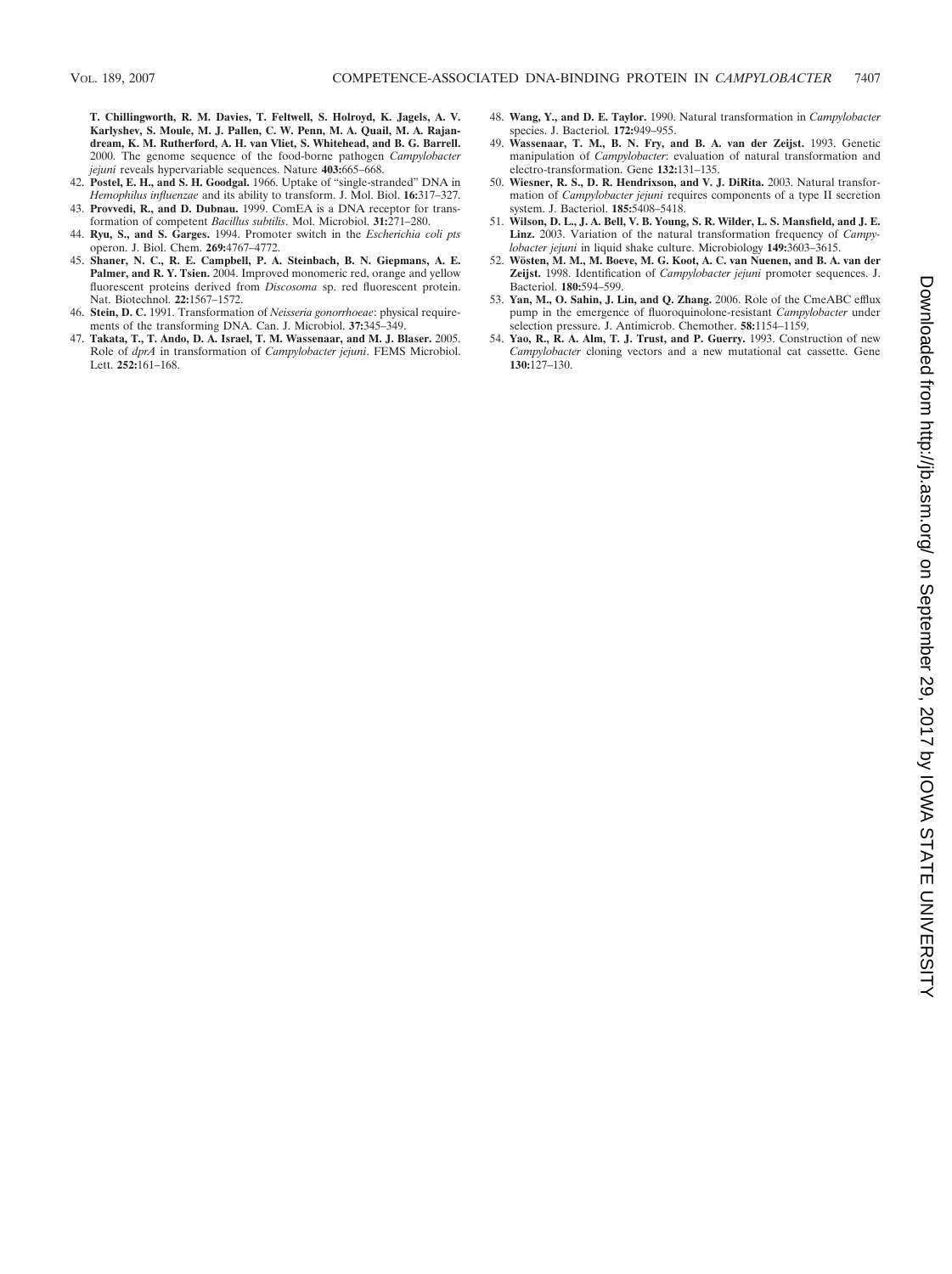**T. Chillingworth, R. M. Davies, T. Feltwell, S. Holroyd, K. Jagels, A. V. Karlyshev, S. Moule, M. J. Pallen, C. W. Penn, M. A. Quail, M. A. Rajandream, K. M. Rutherford, A. H. van Vliet, S. Whitehead, and B. G. Barrell.** 2000. The genome sequence of the food-borne pathogen *Campylobacter jejuni* reveals hypervariable sequences. Nature **403:**665–668.

42. **Postel, E. H., and S. H. Goodgal.** 1966. Uptake of "single-stranded" DNA in *Hemophilus influenzae* and its ability to transform. J. Mol. Biol. **16:**317–327.
43. **Provvedi, R., and D. Dubnau.** 1999. ComEA is a DNA receptor for transformation of competent *Bacillus subtilis*. Mol. Microbiol. **31:**271–280.
44. **Ryu, S., and S. Garges.** 1994. Promoter switch in the *Escherichia coli pts* operon. J. Biol. Chem. **269:**4767–4772.
45. **Shaner, N. C., R. E. Campbell, P. A. Steinbach, B. N. Giepmans, A. E. Palmer, and R. Y. Tsien.** 2004. Improved monomeric red, orange and yellow fluorescent proteins derived from *Discosoma* sp. red fluorescent protein. Nat. Biotechnol. **22:**1567–1572.
46. **Stein, D. C.** 1991. Transformation of *Neisseria gonorrhoeae*: physical requirements of the transforming DNA. Can. J. Microbiol. **37:**345–349.
47. **Takata, T., T. Ando, D. A. Israel, T. M. Wassenaar, and M. J. Blaser.** 2005. Role of *dprA* in transformation of *Campylobacter jejuni*. FEMS Microbiol. Lett. **252:**161–168.
48. **Wang, Y., and D. E. Taylor.** 1990. Natural transformation in *Campylobacter* species. J. Bacteriol. **172:**949–955.
49. **Wassenaar, T. M., B. N. Fry, and B. A. van der Zeijst.** 1993. Genetic manipulation of *Campylobacter*: evaluation of natural transformation and electro-transformation. Gene **132:**131–135.
50. **Wiesner, R. S., D. R. Hendrixson, and V. J. DiRita.** 2003. Natural transformation of *Campylobacter jejuni* requires components of a type II secretion system. J. Bacteriol. **185:**5408–5418.
51. **Wilson, D. L., J. A. Bell, V. B. Young, S. R. Wilder, L. S. Mansfield, and J. E. Linz.** 2003. Variation of the natural transformation frequency of *Campylobacter jejuni* in liquid shake culture. Microbiology **149:**3603–3615.
52. **Wösten, M. M., M. Boeve, M. G. Koot, A. C. van Nuenen, and B. A. van der Zeijst.** 1998. Identification of *Campylobacter jejuni* promoter sequences. J. Bacteriol. **180:**594–599.
53. **Yan, M., O. Sahin, J. Lin, and Q. Zhang.** 2006. Role of the CmeABC efflux pump in the emergence of fluoroquinolone-resistant *Campylobacter* under selection pressure. J. Antimicrob. Chemother. **58:**1154–1159.
54. **Yao, R., R. A. Alm, T. J. Trust, and P. Guerry.** 1993. Construction of new *Campylobacter* cloning vectors and a new mutational cat cassette. Gene **130:**127–130.